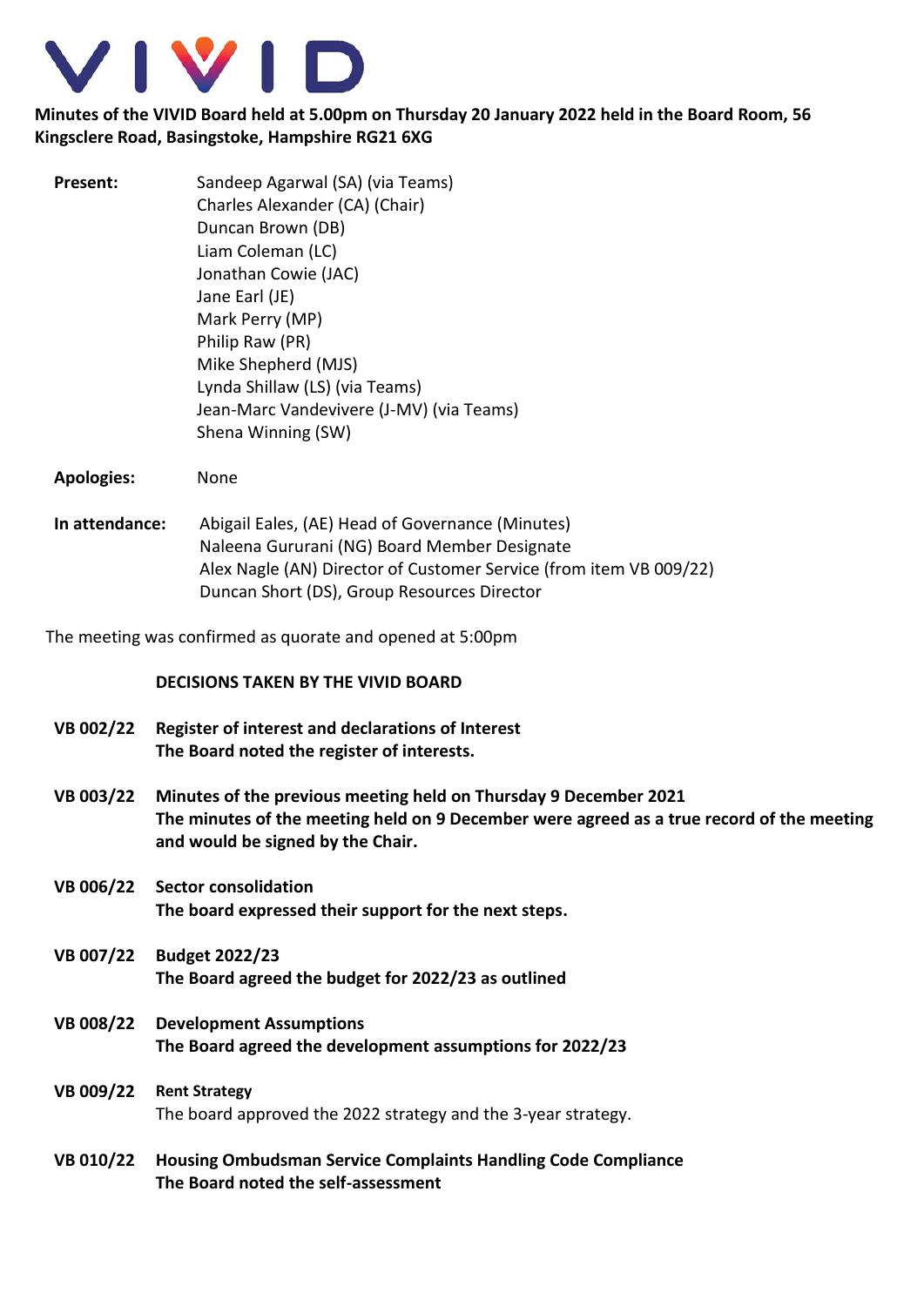VIVID

**Minutes of the VIVID Board held at 5.00pm on Thursday 20 January 2022 held in the Board Room, 56 Kingsclere Road, Basingstoke, Hampshire RG21 6XG**

| | |
|---|---|
| **Present:** | Sandeep Agarwal (SA) (via Teams) |
| | Charles Alexander (CA) (Chair) |
| | Duncan Brown (DB) |
| | Liam Coleman (LC) |
| | Jonathan Cowie (JAC) |
| | Jane Earl (JE) |
| | Mark Perry (MP) |
| | Philip Raw (PR) |
| | Mike Shepherd (MJS) |
| | Lynda Shillaw (LS) (via Teams) |
| | Jean-Marc Vandevivere (J-MV) (via Teams) |
| | Shena Winning (SW) |
| **Apologies:** | None |
| **In attendance:** | Abigail Eales, (AE) Head of Governance (Minutes) |
| | Naleena Gururani (NG) Board Member Designate |
| | Alex Nagle (AN) Director of Customer Service (from item VB 009/22) |
| | Duncan Short (DS), Group Resources Director |

The meeting was confirmed as quorate and opened at 5:00pm

**DECISIONS TAKEN BY THE VIVID BOARD**

**VB 002/22 Register of interest and declarations of Interest**
**The Board noted the register of interests.**

**VB 003/22 Minutes of the previous meeting held on Thursday 9 December 2021**
**The minutes of the meeting held on 9 December were agreed as a true record of the meeting and would be signed by the Chair.**

**VB 006/22 Sector consolidation**
**The board expressed their support for the next steps.**

**VB 007/22 Budget 2022/23**
**The Board agreed the budget for 2022/23 as outlined**

**VB 008/22 Development Assumptions**
**The Board agreed the development assumptions for 2022/23**

**VB 009/22 Rent Strategy**
The board approved the 2022 strategy and the 3-year strategy.

**VB 010/22 Housing Ombudsman Service Complaints Handling Code Compliance**
**The Board noted the self-assessment**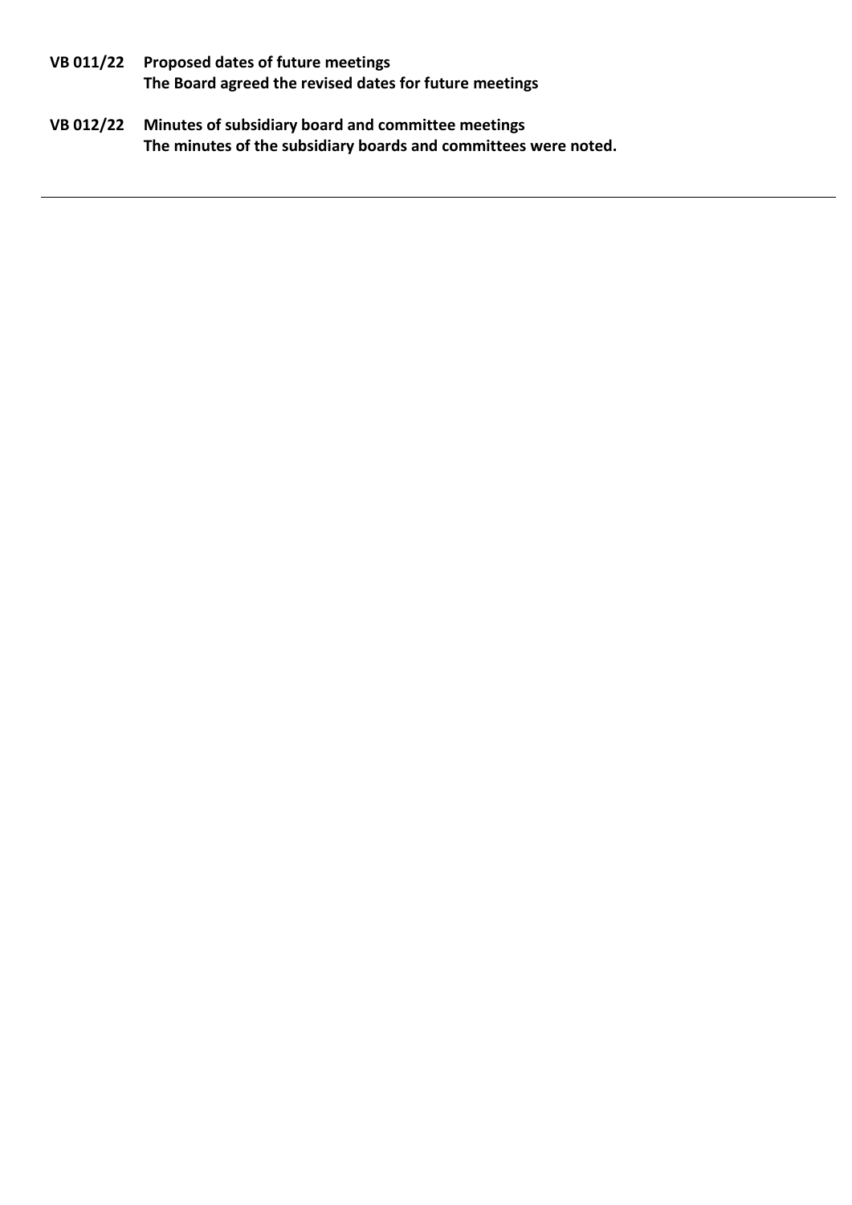**VB 011/22 Proposed dates of future meetings**
**The Board agreed the revised dates for future meetings**

**VB 012/22 Minutes of subsidiary board and committee meetings**
**The minutes of the subsidiary boards and committees were noted.**

---